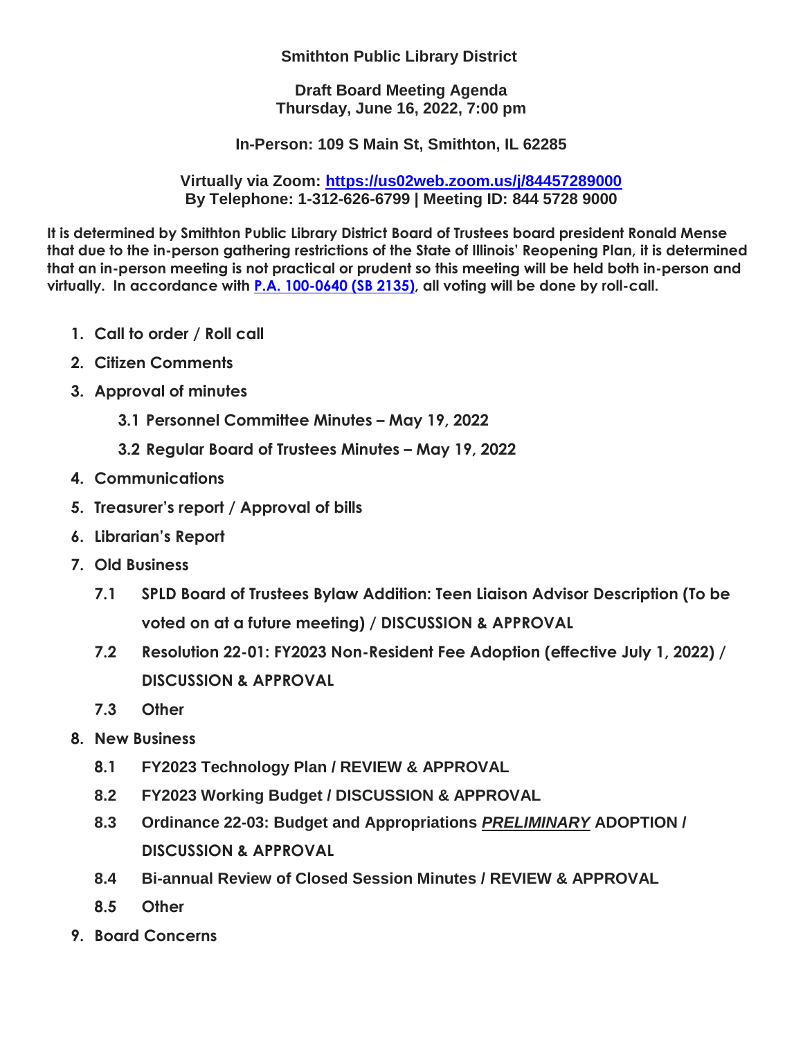**Smithton Public Library District**

**Draft Board Meeting Agenda**
**Thursday, June 16, 2022, 7:00 pm**

**In-Person: 109 S Main St, Smithton, IL 62285**

**Virtually via Zoom: [https://us02web.zoom.us/j/84457289000](https://us02web.zoom.us/j/84457289000)**
**By Telephone: 1-312-626-6799 | Meeting ID: 844 5728 9000**

**It is determined by Smithton Public Library District Board of Trustees board president Ronald Mense that due to the in-person gathering restrictions of the State of Illinois' Reopening Plan, it is determined that an in-person meeting is not practical or prudent so this meeting will be held both in-person and virtually. In accordance with [P.A. 100-0640 (SB 2135)](), all voting will be done by roll-call.**

1. **Call to order / Roll call**
2. **Citizen Comments**
3. **Approval of minutes**
   - **3.1 Personnel Committee Minutes – May 19, 2022**
   - **3.2 Regular Board of Trustees Minutes – May 19, 2022**
4. **Communications**
5. **Treasurer's report / Approval of bills**
6. **Librarian's Report**
7. **Old Business**
   - **7.1 SPLD Board of Trustees Bylaw Addition: Teen Liaison Advisor Description (To be voted on at a future meeting) / DISCUSSION & APPROVAL**
   - **7.2 Resolution 22-01: FY2023 Non-Resident Fee Adoption (effective July 1, 2022) / DISCUSSION & APPROVAL**
   - **7.3 Other**
8. **New Business**
   - **8.1 FY2023 Technology Plan / REVIEW & APPROVAL**
   - **8.2 FY2023 Working Budget / DISCUSSION & APPROVAL**
   - **8.3 Ordinance 22-03: Budget and Appropriations *PRELIMINARY* ADOPTION / DISCUSSION & APPROVAL**
   - **8.4 Bi-annual Review of Closed Session Minutes / REVIEW & APPROVAL**
   - **8.5 Other**
9. **Board Concerns**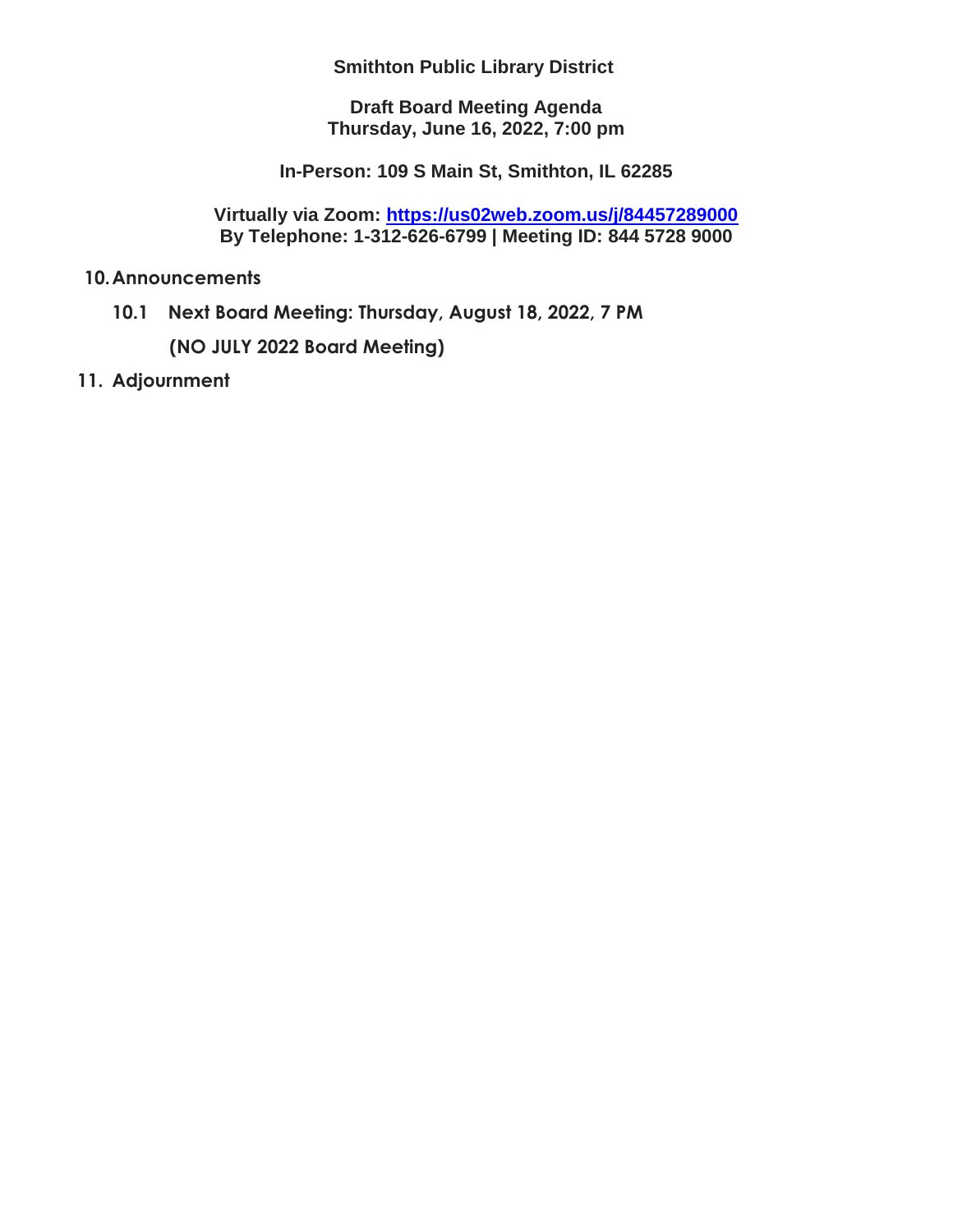**Smithton Public Library District**

**Draft Board Meeting Agenda**
**Thursday, June 16, 2022, 7:00 pm**

**In-Person: 109 S Main St, Smithton, IL 62285**

**Virtually via Zoom: [https://us02web.zoom.us/j/84457289000](https://us02web.zoom.us/j/84457289000)**
**By Telephone: 1-312-626-6799 | Meeting ID: 844 5728 9000**

**10. Announcements**

**10.1 Next Board Meeting: Thursday, August 18, 2022, 7 PM**

**(NO JULY 2022 Board Meeting)**

**11. Adjournment**